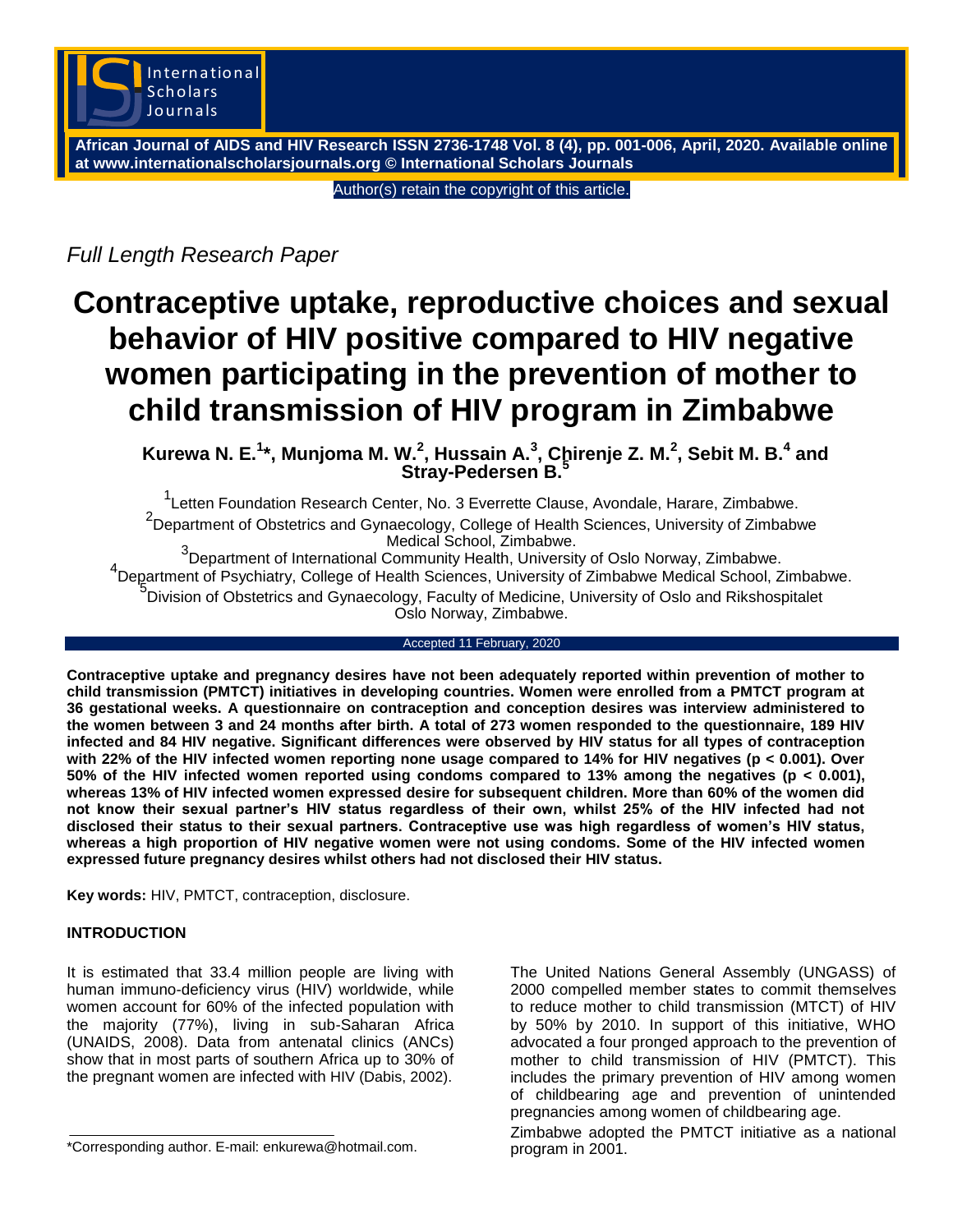*Full Length Research Paper*

# Contraceptive uptake, reproductive choices and sexual behavior of HIV positive compared to HIV negative women participating in the prevention of mother to child transmission of HIV program in Zimbabwe

**Kurewa N. E.[1]*, Munjoma M. W.[2], Hussain A.[3], Chirenje Z. M.[2], Sebit M. B.[4] and Stray-Pedersen B.[5]**

[1]Letten Foundation Research Center, No. 3 Everrette Clause, Avondale, Harare, Zimbabwe.

[2]Department of Obstetrics and Gynaecology, College of Health Sciences, University of Zimbabwe Medical School, Zimbabwe.

[3]Department of International Community Health, University of Oslo Norway, Zimbabwe.

[4]Department of Psychiatry, College of Health Sciences, University of Zimbabwe Medical School, Zimbabwe.

[5]Division of Obstetrics and Gynaecology, Faculty of Medicine, University of Oslo and Rikshospitalet Oslo Norway, Zimbabwe.

Accepted 11 February, 2020

**Contraceptive uptake and pregnancy desires have not been adequately reported within prevention of mother to child transmission (PMTCT) initiatives in developing countries. Women were enrolled from a PMTCT program at 36 gestational weeks. A questionnaire on contraception and conception desires was interview administered to the women between 3 and 24 months after birth. A total of 273 women responded to the questionnaire, 189 HIV infected and 84 HIV negative. Significant differences were observed by HIV status for all types of contraception with 22% of the HIV infected women reporting none usage compared to 14% for HIV negatives ($p < 0.001$). Over 50% of the HIV infected women reported using condoms compared to 13% among the negatives ($p < 0.001$), whereas 13% of HIV infected women expressed desire for subsequent children. More than 60% of the women did not know their sexual partner's HIV status regardless of their own, whilst 25% of the HIV infected had not disclosed their status to their sexual partners. Contraceptive use was high regardless of women's HIV status, whereas a high proportion of HIV negative women were not using condoms. Some of the HIV infected women expressed future pregnancy desires whilst others had not disclosed their HIV status.**

**Key words:** HIV, PMTCT, contraception, disclosure.

## INTRODUCTION

It is estimated that 33.4 million people are living with human immuno-deficiency virus (HIV) worldwide, while women account for 60% of the infected population with the majority (77%), living in sub-Saharan Africa (UNAIDS, 2008). Data from antenatal clinics (ANCs) show that in most parts of southern Africa up to 30% of the pregnant women are infected with HIV (Dabis, 2002).

The United Nations General Assembly (UNGASS) of 2000 compelled member states to commit themselves to reduce mother to child transmission (MTCT) of HIV by 50% by 2010. In support of this initiative, WHO advocated a four pronged approach to the prevention of mother to child transmission of HIV (PMTCT). This includes the primary prevention of HIV among women of childbearing age and prevention of unintended pregnancies among women of childbearing age.

Zimbabwe adopted the PMTCT initiative as a national program in 2001.

*Corresponding author. E-mail: enkurewa@hotmail.com.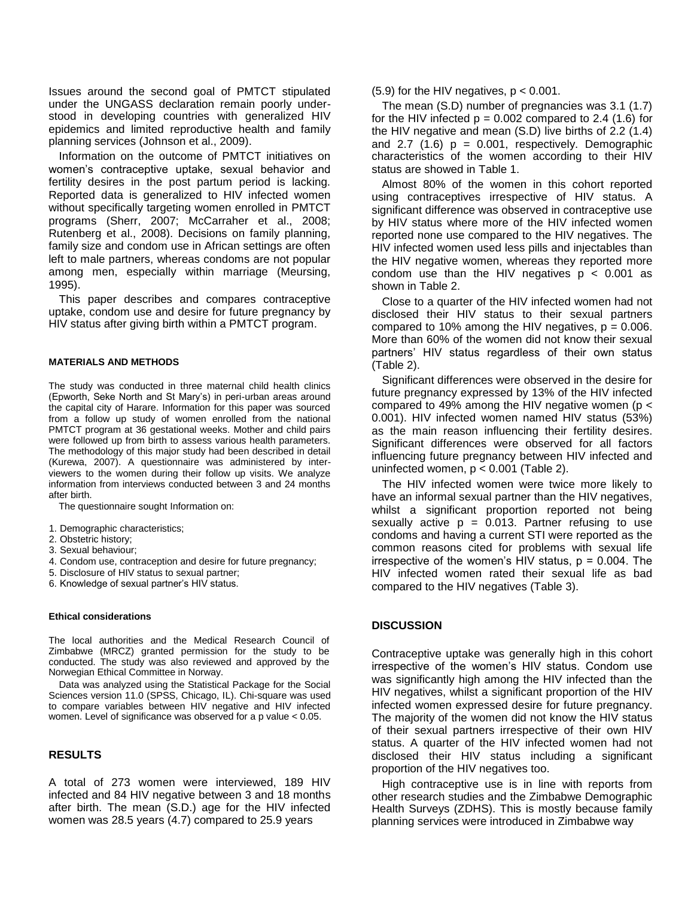Issues around the second goal of PMTCT stipulated under the UNGASS declaration remain poorly understood in developing countries with generalized HIV epidemics and limited reproductive health and family planning services (Johnson et al., 2009).

Information on the outcome of PMTCT initiatives on women's contraceptive uptake, sexual behavior and fertility desires in the post partum period is lacking. Reported data is generalized to HIV infected women without specifically targeting women enrolled in PMTCT programs (Sherr, 2007; McCarraher et al., 2008; Rutenberg et al., 2008). Decisions on family planning, family size and condom use in African settings are often left to male partners, whereas condoms are not popular among men, especially within marriage (Meursing, 1995).

This paper describes and compares contraceptive uptake, condom use and desire for future pregnancy by HIV status after giving birth within a PMTCT program.

## MATERIALS AND METHODS

The study was conducted in three maternal child health clinics (Epworth, Seke North and St Mary's) in peri-urban areas around the capital city of Harare. Information for this paper was sourced from a follow up study of women enrolled from the national PMTCT program at 36 gestational weeks. Mother and child pairs were followed up from birth to assess various health parameters. The methodology of this major study had been described in detail (Kurewa, 2007). A questionnaire was administered by interviewers to the women during their follow up visits. We analyze information from interviews conducted between 3 and 24 months after birth.

The questionnaire sought Information on:

1. Demographic characteristics;
2. Obstetric history;
3. Sexual behaviour;
4. Condom use, contraception and desire for future pregnancy;
5. Disclosure of HIV status to sexual partner;
6. Knowledge of sexual partner's HIV status.

### Ethical considerations

The local authorities and the Medical Research Council of Zimbabwe (MRCZ) granted permission for the study to be conducted. The study was also reviewed and approved by the Norwegian Ethical Committee in Norway.

Data was analyzed using the Statistical Package for the Social Sciences version 11.0 (SPSS, Chicago, IL). Chi-square was used to compare variables between HIV negative and HIV infected women. Level of significance was observed for a p value $< 0.05$.

## RESULTS

A total of 273 women were interviewed, 189 HIV infected and 84 HIV negative between 3 and 18 months after birth. The mean (S.D.) age for the HIV infected women was 28.5 years (4.7) compared to 25.9 years (5.9) for the HIV negatives, $p < 0.001$.

The mean (S.D) number of pregnancies was 3.1 (1.7) for the HIV infected $p = 0.002$ compared to 2.4 (1.6) for the HIV negative and mean (S.D) live births of 2.2 (1.4) and 2.7 (1.6) $p = 0.001$, respectively. Demographic characteristics of the women according to their HIV status are showed in Table 1.

Almost 80% of the women in this cohort reported using contraceptives irrespective of HIV status. A significant difference was observed in contraceptive use by HIV status where more of the HIV infected women reported none use compared to the HIV negatives. The HIV infected women used less pills and injectables than the HIV negative women, whereas they reported more condom use than the HIV negatives $p < 0.001$ as shown in Table 2.

Close to a quarter of the HIV infected women had not disclosed their HIV status to their sexual partners compared to 10% among the HIV negatives, $p = 0.006$. More than 60% of the women did not know their sexual partners' HIV status regardless of their own status (Table 2).

Significant differences were observed in the desire for future pregnancy expressed by 13% of the HIV infected compared to 49% among the HIV negative women ($p < 0.001$). HIV infected women named HIV status (53%) as the main reason influencing their fertility desires. Significant differences were observed for all factors influencing future pregnancy between HIV infected and uninfected women, $p < 0.001$ (Table 2).

The HIV infected women were twice more likely to have an informal sexual partner than the HIV negatives, whilst a significant proportion reported not being sexually active $p = 0.013$. Partner refusing to use condoms and having a current STI were reported as the common reasons cited for problems with sexual life irrespective of the women's HIV status, $p = 0.004$. The HIV infected women rated their sexual life as bad compared to the HIV negatives (Table 3).

## DISCUSSION

Contraceptive uptake was generally high in this cohort irrespective of the women's HIV status. Condom use was significantly high among the HIV infected than the HIV negatives, whilst a significant proportion of the HIV infected women expressed desire for future pregnancy. The majority of the women did not know the HIV status of their sexual partners irrespective of their own HIV status. A quarter of the HIV infected women had not disclosed their HIV status including a significant proportion of the HIV negatives too.

High contraceptive use is in line with reports from other research studies and the Zimbabwe Demographic Health Surveys (ZDHS). This is mostly because family planning services were introduced in Zimbabwe way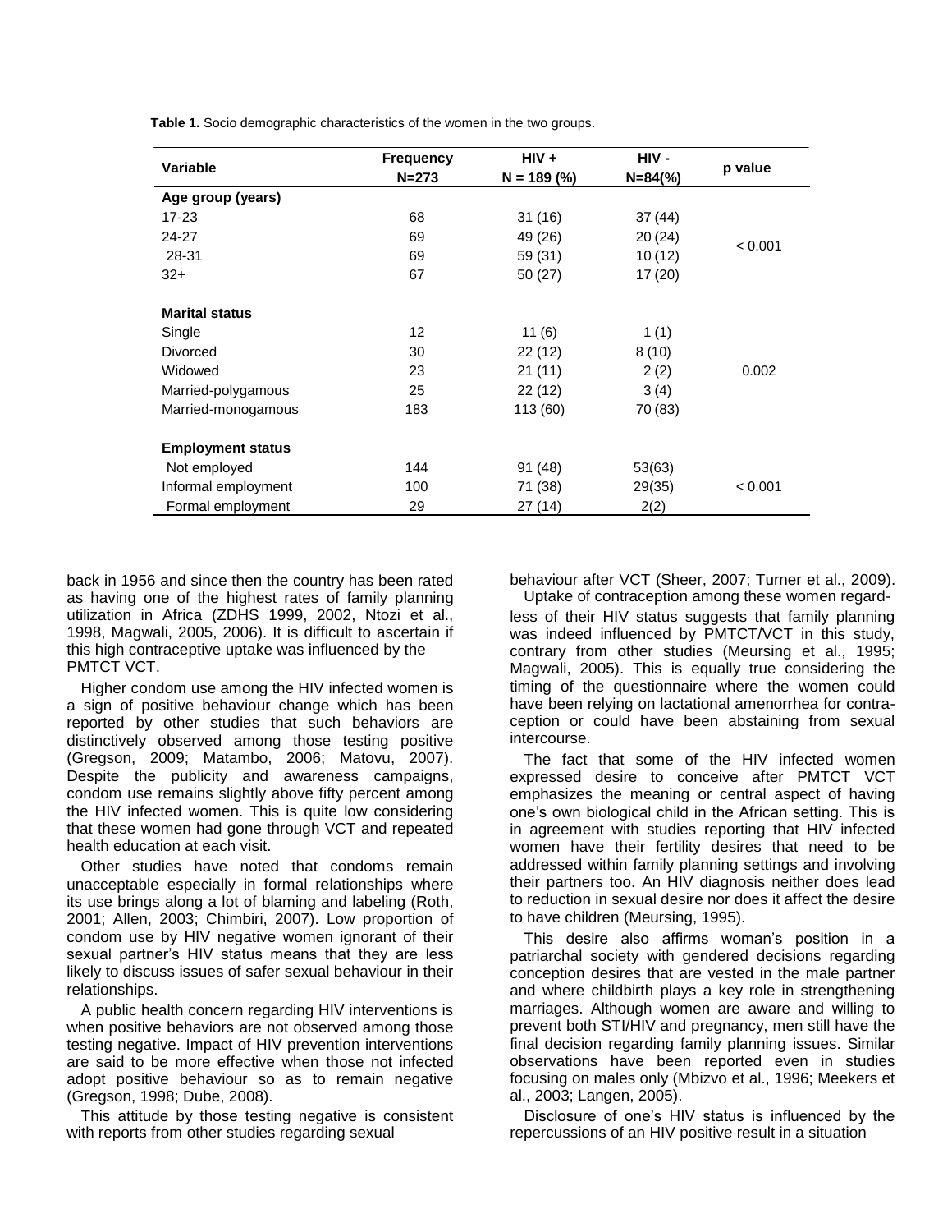**Table 1.** Socio demographic characteristics of the women in the two groups.

| Variable | Frequency N=273 | HIV + N = 189 (%) | HIV - N=84(%) | p value |
|---|---|---|---|---|
| **Age group (years)** | | | | |
| 17-23 | 68 | 31 (16) | 37 (44) | < 0.001 |
| 24-27 | 69 | 49 (26) | 20 (24) | |
| 28-31 | 69 | 59 (31) | 10 (12) | |
| 32+ | 67 | 50 (27) | 17 (20) | |
| **Marital status** | | | | |
| Single | 12 | 11 (6) | 1 (1) | 0.002 |
| Divorced | 30 | 22 (12) | 8 (10) | |
| Widowed | 23 | 21 (11) | 2 (2) | |
| Married-polygamous | 25 | 22 (12) | 3 (4) | |
| Married-monogamous | 183 | 113 (60) | 70 (83) | |
| **Employment status** | | | | |
| Not employed | 144 | 91 (48) | 53(63) | < 0.001 |
| Informal employment | 100 | 71 (38) | 29(35) | |
| Formal employment | 29 | 27 (14) | 2(2) | |

back in 1956 and since then the country has been rated as having one of the highest rates of family planning utilization in Africa (ZDHS 1999, 2002, Ntozi et al., 1998, Magwali, 2005, 2006). It is difficult to ascertain if this high contraceptive uptake was influenced by the PMTCT VCT.

Higher condom use among the HIV infected women is a sign of positive behaviour change which has been reported by other studies that such behaviors are distinctively observed among those testing positive (Gregson, 2009; Matambo, 2006; Matovu, 2007). Despite the publicity and awareness campaigns, condom use remains slightly above fifty percent among the HIV infected women. This is quite low considering that these women had gone through VCT and repeated health education at each visit.

Other studies have noted that condoms remain unacceptable especially in formal relationships where its use brings along a lot of blaming and labeling (Roth, 2001; Allen, 2003; Chimbiri, 2007). Low proportion of condom use by HIV negative women ignorant of their sexual partner's HIV status means that they are less likely to discuss issues of safer sexual behaviour in their relationships.

A public health concern regarding HIV interventions is when positive behaviors are not observed among those testing negative. Impact of HIV prevention interventions are said to be more effective when those not infected adopt positive behaviour so as to remain negative (Gregson, 1998; Dube, 2008).

This attitude by those testing negative is consistent with reports from other studies regarding sexual behaviour after VCT (Sheer, 2007; Turner et al., 2009).

Uptake of contraception among these women regardless of their HIV status suggests that family planning was indeed influenced by PMTCT/VCT in this study, contrary from other studies (Meursing et al., 1995; Magwali, 2005). This is equally true considering the timing of the questionnaire where the women could have been relying on lactational amenorrhea for contraception or could have been abstaining from sexual intercourse.

The fact that some of the HIV infected women expressed desire to conceive after PMTCT VCT emphasizes the meaning or central aspect of having one's own biological child in the African setting. This is in agreement with studies reporting that HIV infected women have their fertility desires that need to be addressed within family planning settings and involving their partners too. An HIV diagnosis neither does lead to reduction in sexual desire nor does it affect the desire to have children (Meursing, 1995).

This desire also affirms woman's position in a patriarchal society with gendered decisions regarding conception desires that are vested in the male partner and where childbirth plays a key role in strengthening marriages. Although women are aware and willing to prevent both STI/HIV and pregnancy, men still have the final decision regarding family planning issues. Similar observations have been reported even in studies focusing on males only (Mbizvo et al., 1996; Meekers et al., 2003; Langen, 2005).

Disclosure of one's HIV status is influenced by the repercussions of an HIV positive result in a situation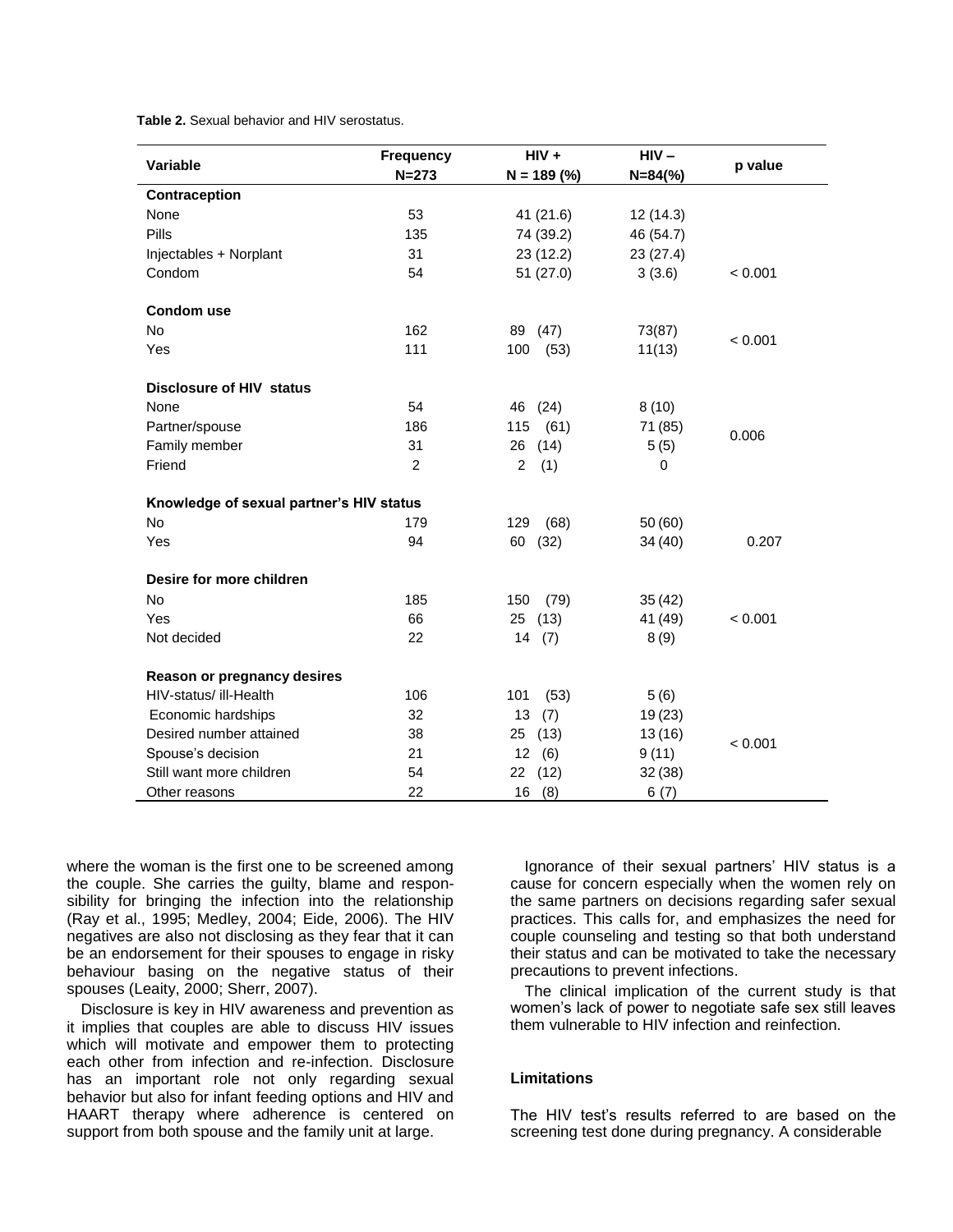**Table 2.** Sexual behavior and HIV serostatus.

| Variable | Frequency N=273 | HIV + N = 189 (%) | HIV – N=84(%) | p value |
|---|---|---|---|---|
| **Contraception** | | | | |
| None | 53 | 41 (21.6) | 12 (14.3) | |
| Pills | 135 | 74 (39.2) | 46 (54.7) | |
| Injectables + Norplant | 31 | 23 (12.2) | 23 (27.4) | |
| Condom | 54 | 51 (27.0) | 3 (3.6) | < 0.001 |
| **Condom use** | | | | |
| No | 162 | 89 (47) | 73(87) | < 0.001 |
| Yes | 111 | 100 (53) | 11(13) | |
| **Disclosure of HIV status** | | | | |
| None | 54 | 46 (24) | 8 (10) | |
| Partner/spouse | 186 | 115 (61) | 71 (85) | 0.006 |
| Family member | 31 | 26 (14) | 5 (5) | |
| Friend | 2 | 2 (1) | 0 | |
| **Knowledge of sexual partner's HIV status** | | | | |
| No | 179 | 129 (68) | 50 (60) | |
| Yes | 94 | 60 (32) | 34 (40) | 0.207 |
| **Desire for more children** | | | | |
| No | 185 | 150 (79) | 35 (42) | |
| Yes | 66 | 25 (13) | 41 (49) | < 0.001 |
| Not decided | 22 | 14 (7) | 8 (9) | |
| **Reason or pregnancy desires** | | | | |
| HIV-status/ ill-Health | 106 | 101 (53) | 5 (6) | |
| Economic hardships | 32 | 13 (7) | 19 (23) | |
| Desired number attained | 38 | 25 (13) | 13 (16) | < 0.001 |
| Spouse's decision | 21 | 12 (6) | 9 (11) | |
| Still want more children | 54 | 22 (12) | 32 (38) | |
| Other reasons | 22 | 16 (8) | 6 (7) | |

where the woman is the first one to be screened among the couple. She carries the guilty, blame and responsibility for bringing the infection into the relationship (Ray et al., 1995; Medley, 2004; Eide, 2006). The HIV negatives are also not disclosing as they fear that it can be an endorsement for their spouses to engage in risky behaviour basing on the negative status of their spouses (Leaity, 2000; Sherr, 2007).

Disclosure is key in HIV awareness and prevention as it implies that couples are able to discuss HIV issues which will motivate and empower them to protecting each other from infection and re-infection. Disclosure has an important role not only regarding sexual behavior but also for infant feeding options and HIV and HAART therapy where adherence is centered on support from both spouse and the family unit at large.

Ignorance of their sexual partners' HIV status is a cause for concern especially when the women rely on the same partners on decisions regarding safer sexual practices. This calls for, and emphasizes the need for couple counseling and testing so that both understand their status and can be motivated to take the necessary precautions to prevent infections.

The clinical implication of the current study is that women's lack of power to negotiate safe sex still leaves them vulnerable to HIV infection and reinfection.

### Limitations

The HIV test's results referred to are based on the screening test done during pregnancy. A considerable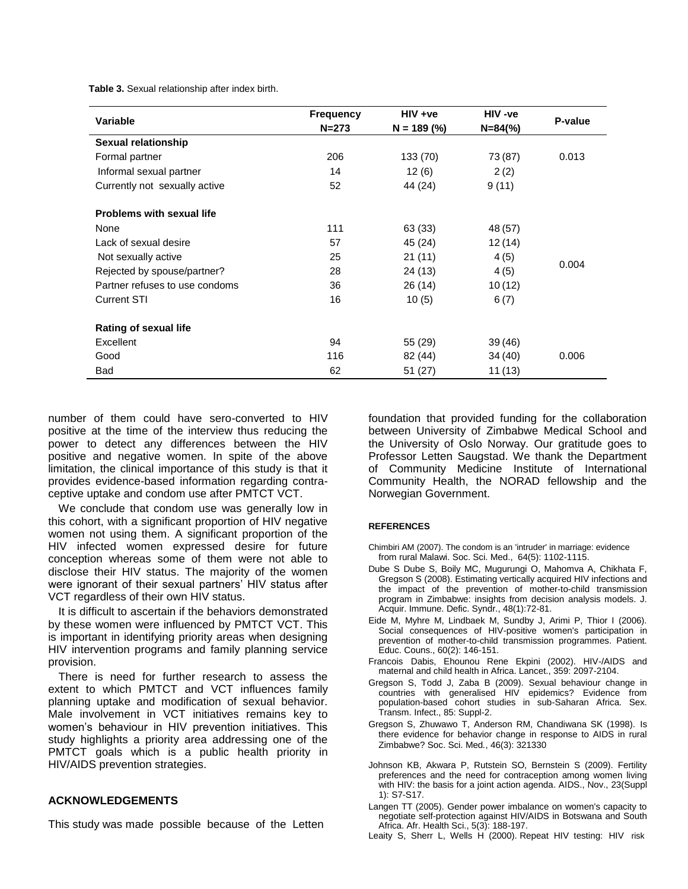**Table 3.** Sexual relationship after index birth.

| Variable | Frequency N=273 | HIV +ve N = 189 (%) | HIV -ve N=84(%) | P-value |
|---|---|---|---|---|
| **Sexual relationship** | | | | |
| Formal partner | 206 | 133 (70) | 73 (87) | 0.013 |
| Informal sexual partner | 14 | 12 (6) | 2 (2) | |
| Currently not sexually active | 52 | 44 (24) | 9 (11) | |
| **Problems with sexual life** | | | | |
| None | 111 | 63 (33) | 48 (57) | 0.004 |
| Lack of sexual desire | 57 | 45 (24) | 12 (14) | |
| Not sexually active | 25 | 21 (11) | 4 (5) | |
| Rejected by spouse/partner? | 28 | 24 (13) | 4 (5) | |
| Partner refuses to use condoms | 36 | 26 (14) | 10 (12) | |
| Current STI | 16 | 10 (5) | 6 (7) | |
| **Rating of sexual life** | | | | |
| Excellent | 94 | 55 (29) | 39 (46) | 0.006 |
| Good | 116 | 82 (44) | 34 (40) | |
| Bad | 62 | 51 (27) | 11 (13) | |

number of them could have sero-converted to HIV positive at the time of the interview thus reducing the power to detect any differences between the HIV positive and negative women. In spite of the above limitation, the clinical importance of this study is that it provides evidence-based information regarding contraceptive uptake and condom use after PMTCT VCT.

We conclude that condom use was generally low in this cohort, with a significant proportion of HIV negative women not using them. A significant proportion of the HIV infected women expressed desire for future conception whereas some of them were not able to disclose their HIV status. The majority of the women were ignorant of their sexual partners' HIV status after VCT regardless of their own HIV status.

It is difficult to ascertain if the behaviors demonstrated by these women were influenced by PMTCT VCT. This is important in identifying priority areas when designing HIV intervention programs and family planning service provision.

There is need for further research to assess the extent to which PMTCT and VCT influences family planning uptake and modification of sexual behavior. Male involvement in VCT initiatives remains key to women's behaviour in HIV prevention initiatives. This study highlights a priority area addressing one of the PMTCT goals which is a public health priority in HIV/AIDS prevention strategies.

## ACKNOWLEDGEMENTS

This study was made possible because of the Letten foundation that provided funding for the collaboration between University of Zimbabwe Medical School and the University of Oslo Norway. Our gratitude goes to Professor Letten Saugstad. We thank the Department of Community Medicine Institute of International Community Health, the NORAD fellowship and the Norwegian Government.

## REFERENCES

Chimbiri AM (2007). The condom is an 'intruder' in marriage: evidence from rural Malawi. Soc. Sci. Med., 64(5): 1102-1115.

Dube S Dube S, Boily MC, Mugurungi O, Mahomva A, Chikhata F, Gregson S (2008). Estimating vertically acquired HIV infections and the impact of the prevention of mother-to-child transmission program in Zimbabwe: insights from decision analysis models. J. Acquir. Immune. Defic. Syndr., 48(1):72-81.

Eide M, Myhre M, Lindbaek M, Sundby J, Arimi P, Thior I (2006). Social consequences of HIV-positive women's participation in prevention of mother-to-child transmission programmes. Patient. Educ. Couns., 60(2): 146-151.

Francois Dabis, Ehounou Rene Ekpini (2002). HIV-/AIDS and maternal and child health in Africa. Lancet., 359: 2097-2104.

Gregson S, Todd J, Zaba B (2009). Sexual behaviour change in countries with generalised HIV epidemics? Evidence from population-based cohort studies in sub-Saharan Africa. Sex. Transm. Infect., 85: Suppl-2.

Gregson S, Zhuwawo T, Anderson RM, Chandiwana SK (1998). Is there evidence for behavior change in response to AIDS in rural Zimbabwe? Soc. Sci. Med., 46(3): 321330

Johnson KB, Akwara P, Rutstein SO, Bernstein S (2009). Fertility preferences and the need for contraception among women living with HIV: the basis for a joint action agenda. AIDS., Nov., 23(Suppl 1): S7-S17.

Langen TT (2005). Gender power imbalance on women's capacity to negotiate self-protection against HIV/AIDS in Botswana and South Africa. Afr. Health Sci., 5(3): 188-197.

Leaity S, Sherr L, Wells H (2000). Repeat HIV testing: HIV risk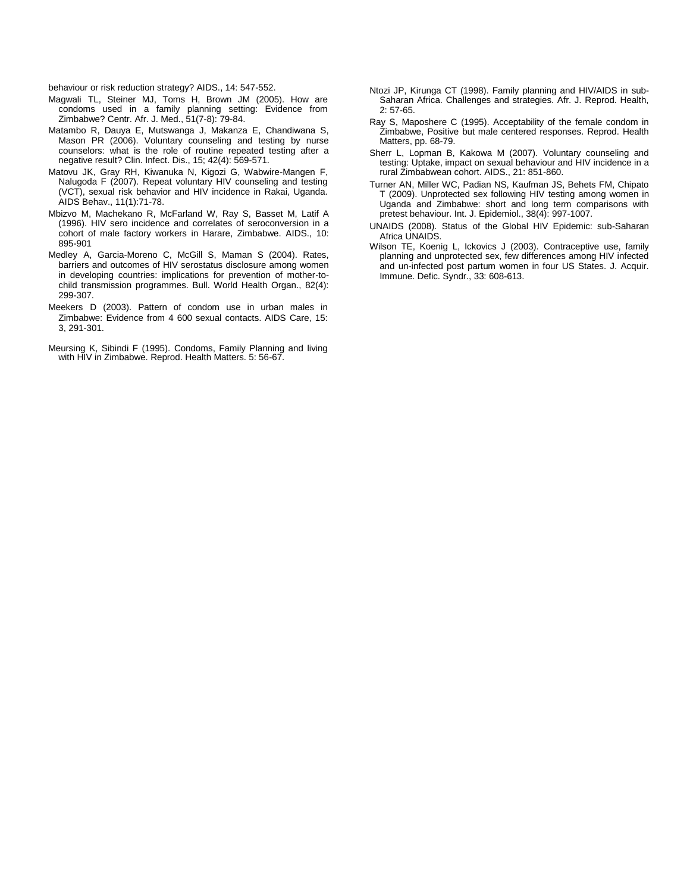behaviour or risk reduction strategy? AIDS., 14: 547-552.

Magwali TL, Steiner MJ, Toms H, Brown JM (2005). How are condoms used in a family planning setting: Evidence from Zimbabwe? Centr. Afr. J. Med., 51(7-8): 79-84.

Matambo R, Dauya E, Mutswanga J, Makanza E, Chandiwana S, Mason PR (2006). Voluntary counseling and testing by nurse counselors: what is the role of routine repeated testing after a negative result? Clin. Infect. Dis., 15; 42(4): 569-571.

Matovu JK, Gray RH, Kiwanuka N, Kigozi G, Wabwire-Mangen F, Nalugoda F (2007). Repeat voluntary HIV counseling and testing (VCT), sexual risk behavior and HIV incidence in Rakai, Uganda. AIDS Behav., 11(1):71-78.

Mbizvo M, Machekano R, McFarland W, Ray S, Basset M, Latif A (1996). HIV sero incidence and correlates of seroconversion in a cohort of male factory workers in Harare, Zimbabwe. AIDS., 10: 895-901

Medley A, Garcia-Moreno C, McGill S, Maman S (2004). Rates, barriers and outcomes of HIV serostatus disclosure among women in developing countries: implications for prevention of mother-to-child transmission programmes. Bull. World Health Organ., 82(4): 299-307.

Meekers D (2003). Pattern of condom use in urban males in Zimbabwe: Evidence from 4 600 sexual contacts. AIDS Care, 15: 3, 291-301.

Meursing K, Sibindi F (1995). Condoms, Family Planning and living with HIV in Zimbabwe. Reprod. Health Matters. 5: 56-67.

Ntozi JP, Kirunga CT (1998). Family planning and HIV/AIDS in sub-Saharan Africa. Challenges and strategies. Afr. J. Reprod. Health, 2: 57-65.

Ray S, Maposhere C (1995). Acceptability of the female condom in Zimbabwe, Positive but male centered responses. Reprod. Health Matters, pp. 68-79.

Sherr L, Lopman B, Kakowa M (2007). Voluntary counseling and testing: Uptake, impact on sexual behaviour and HIV incidence in a rural Zimbabwean cohort. AIDS., 21: 851-860.

Turner AN, Miller WC, Padian NS, Kaufman JS, Behets FM, Chipato T (2009). Unprotected sex following HIV testing among women in Uganda and Zimbabwe: short and long term comparisons with pretest behaviour. Int. J. Epidemiol., 38(4): 997-1007.

UNAIDS (2008). Status of the Global HIV Epidemic: sub-Saharan Africa UNAIDS.

Wilson TE, Koenig L, Ickovics J (2003). Contraceptive use, family planning and unprotected sex, few differences among HIV infected and un-infected post partum women in four US States. J. Acquir. Immune. Defic. Syndr., 33: 608-613.